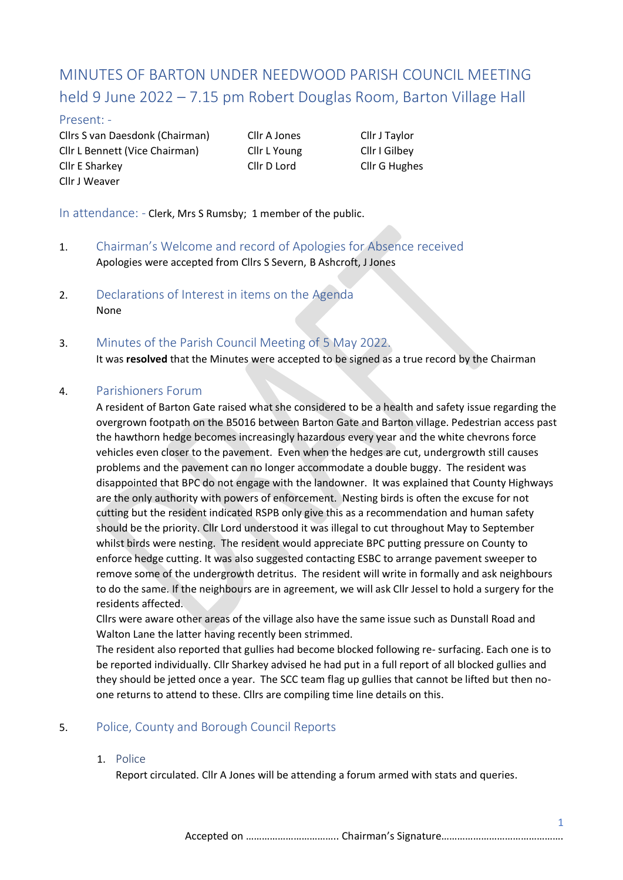# MINUTES OF BARTON UNDER NEEDWOOD PARISH COUNCIL MEETING held 9 June 2022 – 7.15 pm Robert Douglas Room, Barton Village Hall

## Present: -

Cllrs S van Daesdonk (Chairman)
Cllr L Bennett (Vice Chairman)
Cllr E Sharkey
Cllr J Weaver
Cllr A Jones
Cllr L Young
Cllr D Lord
Cllr J Taylor
Cllr I Gilbey
Cllr G Hughes

## In attendance: - Clerk, Mrs S Rumsby; 1 member of the public.

1. ## Chairman's Welcome and record of Apologies for Absence received

   Apologies were accepted from Cllrs S Severn, B Ashcroft, J Jones

2. ## Declarations of Interest in items on the Agenda

   None

3. ## Minutes of the Parish Council Meeting of 5 May 2022.

   It was **resolved** that the Minutes were accepted to be signed as a true record by the Chairman

4. ## Parishioners Forum

   A resident of Barton Gate raised what she considered to be a health and safety issue regarding the overgrown footpath on the B5016 between Barton Gate and Barton village. Pedestrian access past the hawthorn hedge becomes increasingly hazardous every year and the white chevrons force vehicles even closer to the pavement. Even when the hedges are cut, undergrowth still causes problems and the pavement can no longer accommodate a double buggy. The resident was disappointed that BPC do not engage with the landowner. It was explained that County Highways are the only authority with powers of enforcement. Nesting birds is often the excuse for not cutting but the resident indicated RSPB only give this as a recommendation and human safety should be the priority. Cllr Lord understood it was illegal to cut throughout May to September whilst birds were nesting. The resident would appreciate BPC putting pressure on County to enforce hedge cutting. It was also suggested contacting ESBC to arrange pavement sweeper to remove some of the undergrowth detritus. The resident will write in formally and ask neighbours to do the same. If the neighbours are in agreement, we will ask Cllr Jessel to hold a surgery for the residents affected.

   Cllrs were aware other areas of the village also have the same issue such as Dunstall Road and Walton Lane the latter having recently been strimmed.

   The resident also reported that gullies had become blocked following re- surfacing. Each one is to be reported individually. Cllr Sharkey advised he had put in a full report of all blocked gullies and they should be jetted once a year. The SCC team flag up gullies that cannot be lifted but then no-one returns to attend to these. Cllrs are compiling time line details on this.

5. ## Police, County and Borough Council Reports

   1. ### Police

      Report circulated. Cllr A Jones will be attending a forum armed with stats and queries.

Accepted on …………………………… Chairman's Signature………………………………………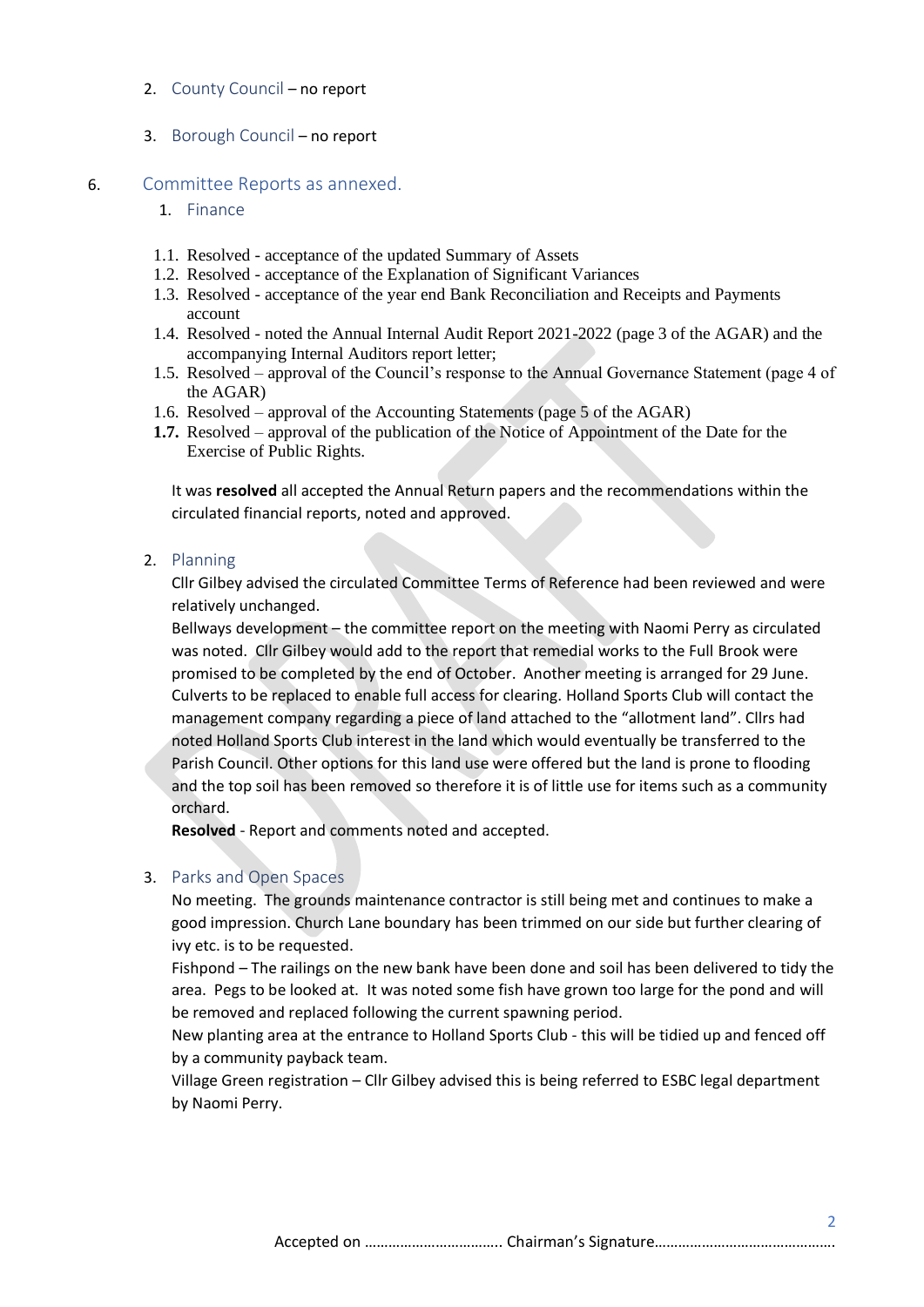2. County Council – no report

3. Borough Council – no report

## 6. Committee Reports as annexed.

### 1. Finance

1.1. Resolved - acceptance of the updated Summary of Assets
1.2. Resolved - acceptance of the Explanation of Significant Variances
1.3. Resolved - acceptance of the year end Bank Reconciliation and Receipts and Payments account
1.4. Resolved - noted the Annual Internal Audit Report 2021-2022 (page 3 of the AGAR) and the accompanying Internal Auditors report letter;
1.5. Resolved – approval of the Council's response to the Annual Governance Statement (page 4 of the AGAR)
1.6. Resolved – approval of the Accounting Statements (page 5 of the AGAR)
**1.7.** Resolved – approval of the publication of the Notice of Appointment of the Date for the Exercise of Public Rights.

It was **resolved** all accepted the Annual Return papers and the recommendations within the circulated financial reports, noted and approved.

### 2. Planning

Cllr Gilbey advised the circulated Committee Terms of Reference had been reviewed and were relatively unchanged.
Bellways development – the committee report on the meeting with Naomi Perry as circulated was noted. Cllr Gilbey would add to the report that remedial works to the Full Brook were promised to be completed by the end of October. Another meeting is arranged for 29 June. Culverts to be replaced to enable full access for clearing. Holland Sports Club will contact the management company regarding a piece of land attached to the "allotment land". Cllrs had noted Holland Sports Club interest in the land which would eventually be transferred to the Parish Council. Other options for this land use were offered but the land is prone to flooding and the top soil has been removed so therefore it is of little use for items such as a community orchard.
**Resolved** - Report and comments noted and accepted.

### 3. Parks and Open Spaces

No meeting. The grounds maintenance contractor is still being met and continues to make a good impression. Church Lane boundary has been trimmed on our side but further clearing of ivy etc. is to be requested.
Fishpond – The railings on the new bank have been done and soil has been delivered to tidy the area. Pegs to be looked at. It was noted some fish have grown too large for the pond and will be removed and replaced following the current spawning period.
New planting area at the entrance to Holland Sports Club - this will be tidied up and fenced off by a community payback team.
Village Green registration – Cllr Gilbey advised this is being referred to ESBC legal department by Naomi Perry.

Accepted on …………………………… Chairman's Signature………………………………………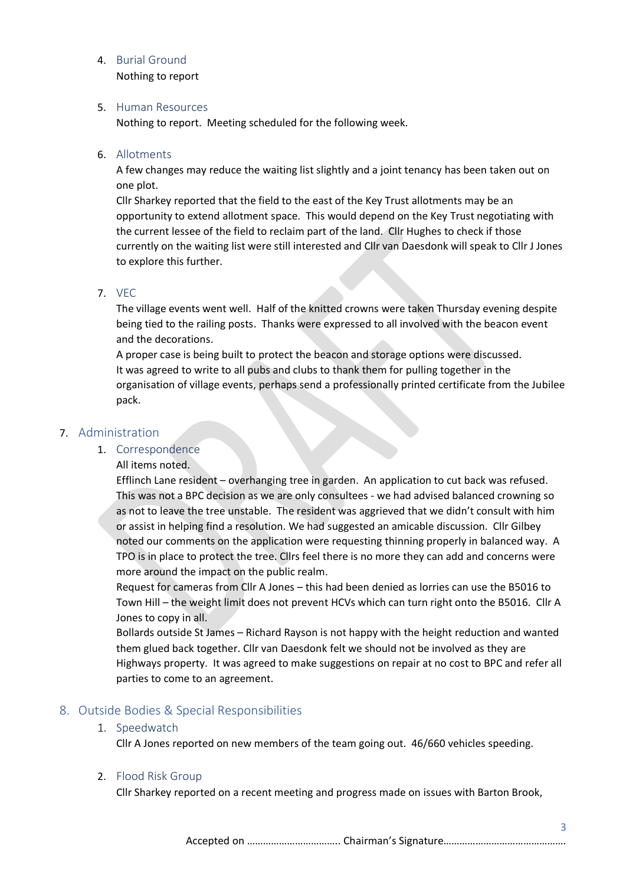4. Burial Ground

   Nothing to report

5. Human Resources

   Nothing to report. Meeting scheduled for the following week.

6. Allotments

   A few changes may reduce the waiting list slightly and a joint tenancy has been taken out on one plot.

   Cllr Sharkey reported that the field to the east of the Key Trust allotments may be an opportunity to extend allotment space. This would depend on the Key Trust negotiating with the current lessee of the field to reclaim part of the land. Cllr Hughes to check if those currently on the waiting list were still interested and Cllr van Daesdonk will speak to Cllr J Jones to explore this further.

7. VEC

   The village events went well. Half of the knitted crowns were taken Thursday evening despite being tied to the railing posts. Thanks were expressed to all involved with the beacon event and the decorations.

   A proper case is being built to protect the beacon and storage options were discussed.

   It was agreed to write to all pubs and clubs to thank them for pulling together in the organisation of village events, perhaps send a professionally printed certificate from the Jubilee pack.

## 7. Administration

1. Correspondence

   All items noted.

   Efflinch Lane resident – overhanging tree in garden. An application to cut back was refused. This was not a BPC decision as we are only consultees - we had advised balanced crowning so as not to leave the tree unstable. The resident was aggrieved that we didn't consult with him or assist in helping find a resolution. We had suggested an amicable discussion. Cllr Gilbey noted our comments on the application were requesting thinning properly in balanced way. A TPO is in place to protect the tree. Cllrs feel there is no more they can add and concerns were more around the impact on the public realm.

   Request for cameras from Cllr A Jones – this had been denied as lorries can use the B5016 to Town Hill – the weight limit does not prevent HCVs which can turn right onto the B5016. Cllr A Jones to copy in all.

   Bollards outside St James – Richard Rayson is not happy with the height reduction and wanted them glued back together. Cllr van Daesdonk felt we should not be involved as they are Highways property. It was agreed to make suggestions on repair at no cost to BPC and refer all parties to come to an agreement.

## 8. Outside Bodies & Special Responsibilities

1. Speedwatch

   Cllr A Jones reported on new members of the team going out. 46/660 vehicles speeding.

2. Flood Risk Group

   Cllr Sharkey reported on a recent meeting and progress made on issues with Barton Brook,

Accepted on ……………………………. Chairman's Signature……………………………………….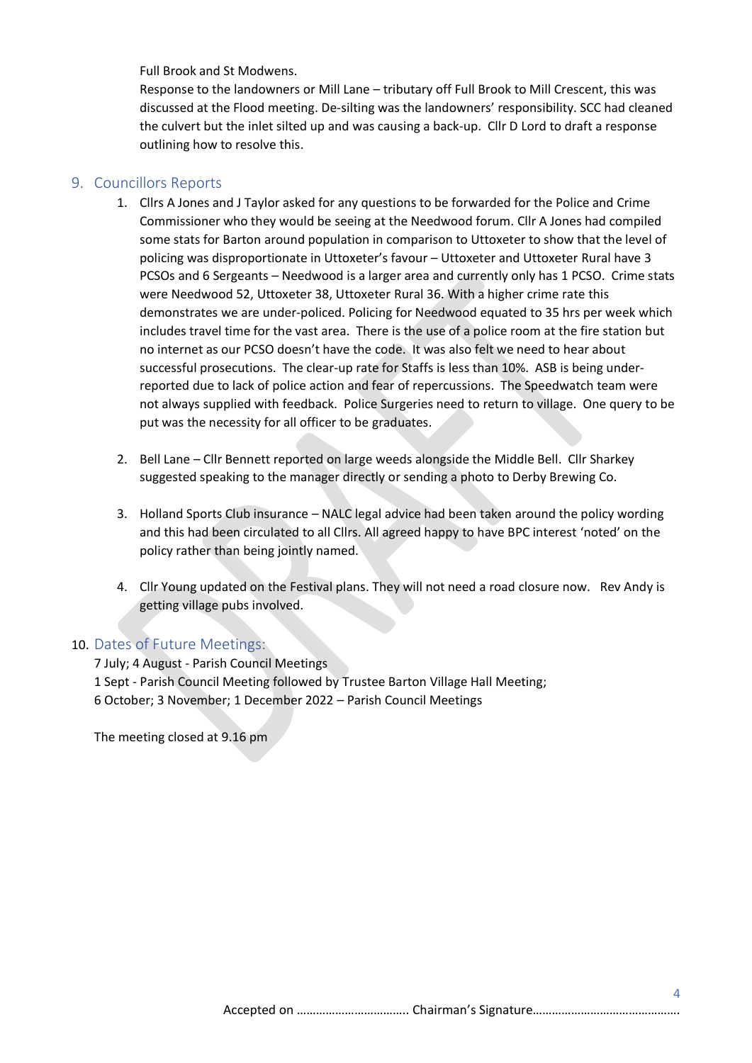Full Brook and St Modwens.

Response to the landowners or Mill Lane – tributary off Full Brook to Mill Crescent, this was discussed at the Flood meeting. De-silting was the landowners' responsibility. SCC had cleaned the culvert but the inlet silted up and was causing a back-up. Cllr D Lord to draft a response outlining how to resolve this.

## 9. Councillors Reports

1. Cllrs A Jones and J Taylor asked for any questions to be forwarded for the Police and Crime Commissioner who they would be seeing at the Needwood forum. Cllr A Jones had compiled some stats for Barton around population in comparison to Uttoxeter to show that the level of policing was disproportionate in Uttoxeter's favour – Uttoxeter and Uttoxeter Rural have 3 PCSOs and 6 Sergeants – Needwood is a larger area and currently only has 1 PCSO. Crime stats were Needwood 52, Uttoxeter 38, Uttoxeter Rural 36. With a higher crime rate this demonstrates we are under-policed. Policing for Needwood equated to 35 hrs per week which includes travel time for the vast area. There is the use of a police room at the fire station but no internet as our PCSO doesn't have the code. It was also felt we need to hear about successful prosecutions. The clear-up rate for Staffs is less than 10%. ASB is being under-reported due to lack of police action and fear of repercussions. The Speedwatch team were not always supplied with feedback. Police Surgeries need to return to village. One query to be put was the necessity for all officer to be graduates.

2. Bell Lane – Cllr Bennett reported on large weeds alongside the Middle Bell. Cllr Sharkey suggested speaking to the manager directly or sending a photo to Derby Brewing Co.

3. Holland Sports Club insurance – NALC legal advice had been taken around the policy wording and this had been circulated to all Cllrs. All agreed happy to have BPC interest 'noted' on the policy rather than being jointly named.

4. Cllr Young updated on the Festival plans. They will not need a road closure now. Rev Andy is getting village pubs involved.

## 10. Dates of Future Meetings:

7 July; 4 August - Parish Council Meetings
1 Sept - Parish Council Meeting followed by Trustee Barton Village Hall Meeting;
6 October; 3 November; 1 December 2022 – Parish Council Meetings

The meeting closed at 9.16 pm

Accepted on ……………………………. Chairman's Signature………………………………………